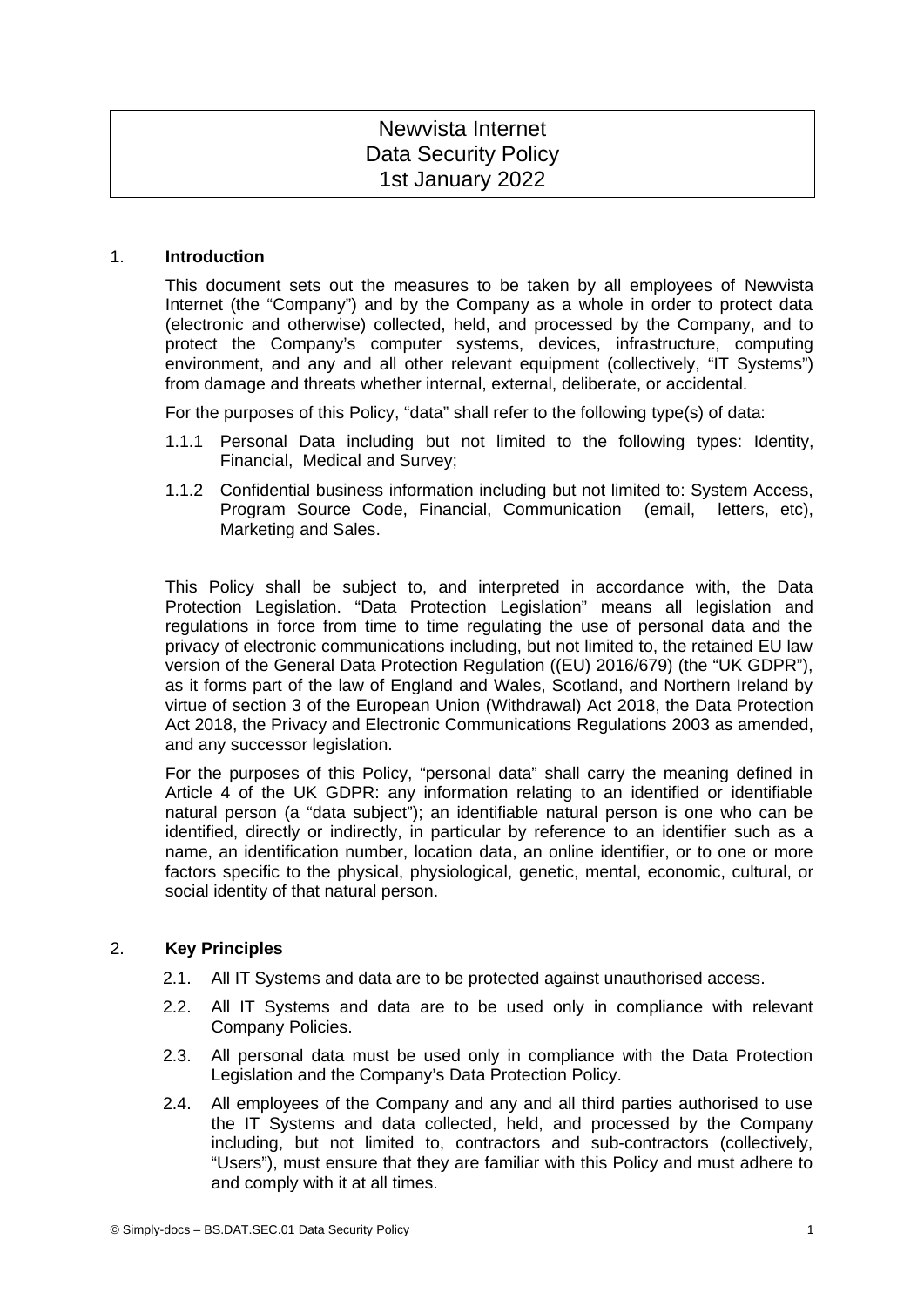# Newvista Internet
# Data Security Policy
# 1st January 2022

## 1. Introduction

This document sets out the measures to be taken by all employees of Newvista Internet (the "Company") and by the Company as a whole in order to protect data (electronic and otherwise) collected, held, and processed by the Company, and to protect the Company's computer systems, devices, infrastructure, computing environment, and any and all other relevant equipment (collectively, "IT Systems") from damage and threats whether internal, external, deliberate, or accidental.

For the purposes of this Policy, "data" shall refer to the following type(s) of data:

1.1.1 Personal Data including but not limited to the following types: Identity, Financial, Medical and Survey;

1.1.2 Confidential business information including but not limited to: System Access, Program Source Code, Financial, Communication (email, letters, etc), Marketing and Sales.

This Policy shall be subject to, and interpreted in accordance with, the Data Protection Legislation. "Data Protection Legislation" means all legislation and regulations in force from time to time regulating the use of personal data and the privacy of electronic communications including, but not limited to, the retained EU law version of the General Data Protection Regulation ((EU) 2016/679) (the "UK GDPR"), as it forms part of the law of England and Wales, Scotland, and Northern Ireland by virtue of section 3 of the European Union (Withdrawal) Act 2018, the Data Protection Act 2018, the Privacy and Electronic Communications Regulations 2003 as amended, and any successor legislation.

For the purposes of this Policy, "personal data" shall carry the meaning defined in Article 4 of the UK GDPR: any information relating to an identified or identifiable natural person (a "data subject"); an identifiable natural person is one who can be identified, directly or indirectly, in particular by reference to an identifier such as a name, an identification number, location data, an online identifier, or to one or more factors specific to the physical, physiological, genetic, mental, economic, cultural, or social identity of that natural person.

## 2. Key Principles

2.1. All IT Systems and data are to be protected against unauthorised access.

2.2. All IT Systems and data are to be used only in compliance with relevant Company Policies.

2.3. All personal data must be used only in compliance with the Data Protection Legislation and the Company's Data Protection Policy.

2.4. All employees of the Company and any and all third parties authorised to use the IT Systems and data collected, held, and processed by the Company including, but not limited to, contractors and sub-contractors (collectively, "Users"), must ensure that they are familiar with this Policy and must adhere to and comply with it at all times.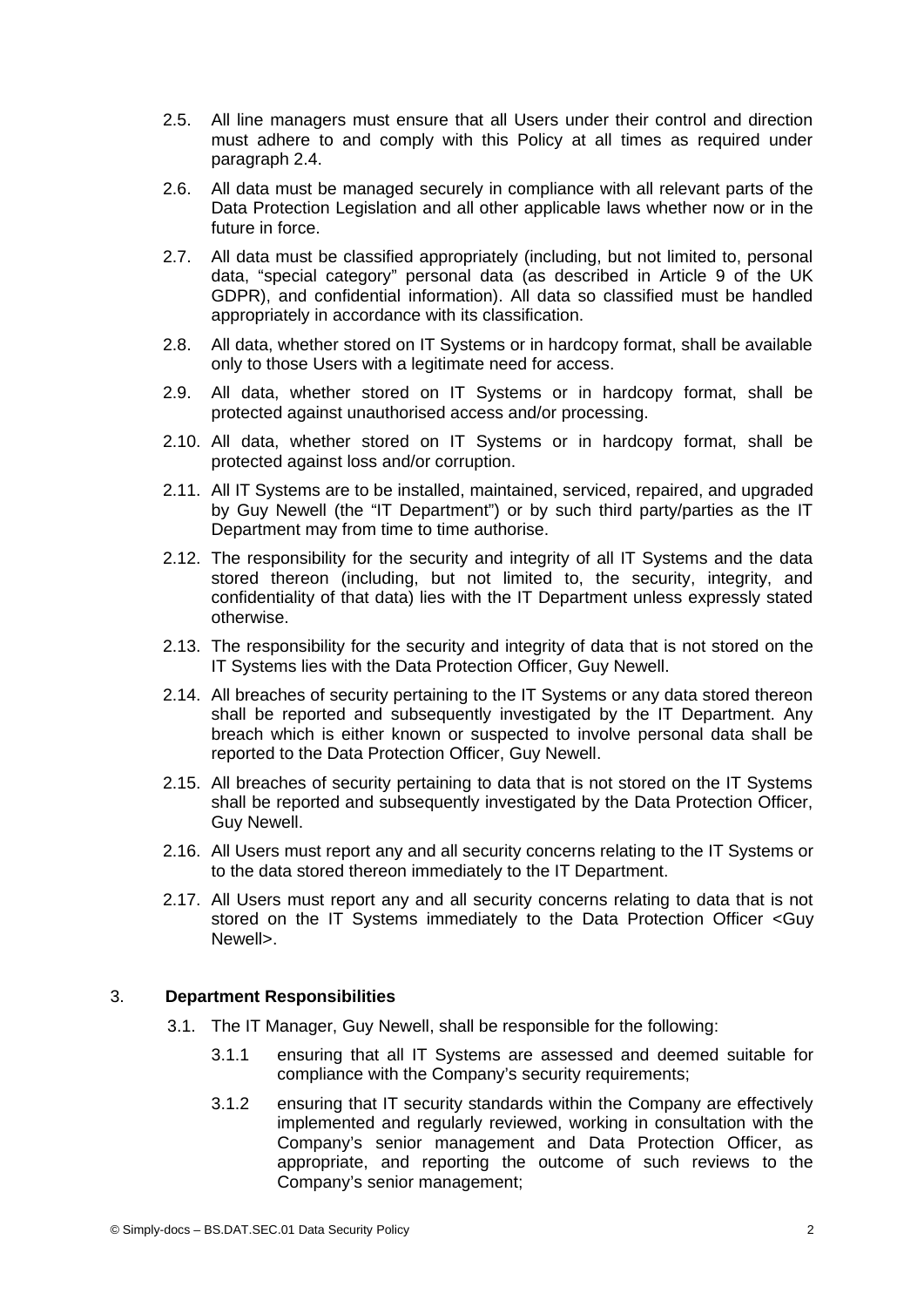2.5. All line managers must ensure that all Users under their control and direction must adhere to and comply with this Policy at all times as required under paragraph 2.4.

2.6. All data must be managed securely in compliance with all relevant parts of the Data Protection Legislation and all other applicable laws whether now or in the future in force.

2.7. All data must be classified appropriately (including, but not limited to, personal data, "special category" personal data (as described in Article 9 of the UK GDPR), and confidential information). All data so classified must be handled appropriately in accordance with its classification.

2.8. All data, whether stored on IT Systems or in hardcopy format, shall be available only to those Users with a legitimate need for access.

2.9. All data, whether stored on IT Systems or in hardcopy format, shall be protected against unauthorised access and/or processing.

2.10. All data, whether stored on IT Systems or in hardcopy format, shall be protected against loss and/or corruption.

2.11. All IT Systems are to be installed, maintained, serviced, repaired, and upgraded by Guy Newell (the "IT Department") or by such third party/parties as the IT Department may from time to time authorise.

2.12. The responsibility for the security and integrity of all IT Systems and the data stored thereon (including, but not limited to, the security, integrity, and confidentiality of that data) lies with the IT Department unless expressly stated otherwise.

2.13. The responsibility for the security and integrity of data that is not stored on the IT Systems lies with the Data Protection Officer, Guy Newell.

2.14. All breaches of security pertaining to the IT Systems or any data stored thereon shall be reported and subsequently investigated by the IT Department. Any breach which is either known or suspected to involve personal data shall be reported to the Data Protection Officer, Guy Newell.

2.15. All breaches of security pertaining to data that is not stored on the IT Systems shall be reported and subsequently investigated by the Data Protection Officer, Guy Newell.

2.16. All Users must report any and all security concerns relating to the IT Systems or to the data stored thereon immediately to the IT Department.

2.17. All Users must report any and all security concerns relating to data that is not stored on the IT Systems immediately to the Data Protection Officer <Guy Newell>.

## 3. **Department Responsibilities**

3.1. The IT Manager, Guy Newell, shall be responsible for the following:

3.1.1 ensuring that all IT Systems are assessed and deemed suitable for compliance with the Company's security requirements;

3.1.2 ensuring that IT security standards within the Company are effectively implemented and regularly reviewed, working in consultation with the Company's senior management and Data Protection Officer, as appropriate, and reporting the outcome of such reviews to the Company's senior management;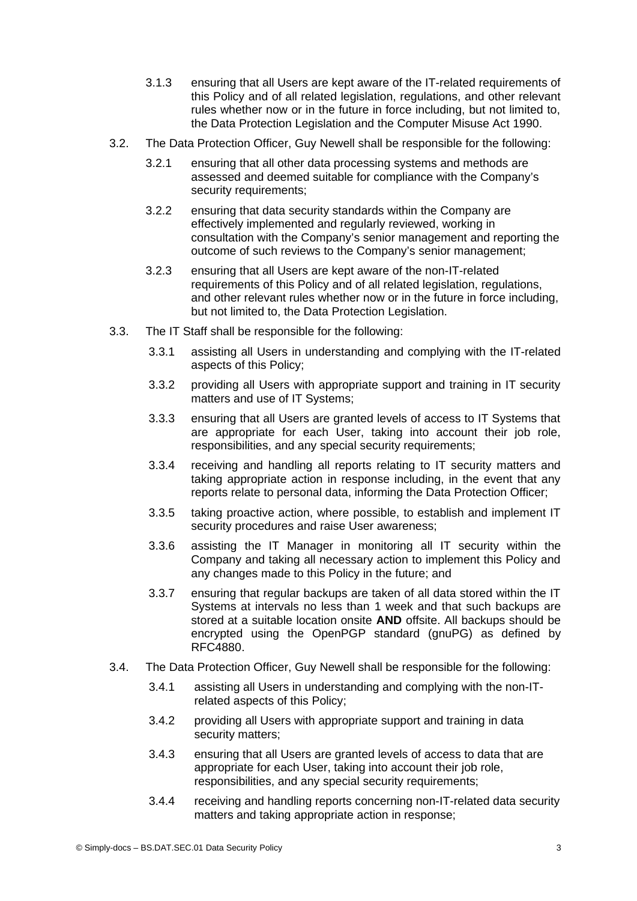3.1.3 ensuring that all Users are kept aware of the IT-related requirements of this Policy and of all related legislation, regulations, and other relevant rules whether now or in the future in force including, but not limited to, the Data Protection Legislation and the Computer Misuse Act 1990.

3.2. The Data Protection Officer, Guy Newell shall be responsible for the following:

3.2.1 ensuring that all other data processing systems and methods are assessed and deemed suitable for compliance with the Company's security requirements;

3.2.2 ensuring that data security standards within the Company are effectively implemented and regularly reviewed, working in consultation with the Company's senior management and reporting the outcome of such reviews to the Company's senior management;

3.2.3 ensuring that all Users are kept aware of the non-IT-related requirements of this Policy and of all related legislation, regulations, and other relevant rules whether now or in the future in force including, but not limited to, the Data Protection Legislation.

3.3. The IT Staff shall be responsible for the following:

3.3.1 assisting all Users in understanding and complying with the IT-related aspects of this Policy;

3.3.2 providing all Users with appropriate support and training in IT security matters and use of IT Systems;

3.3.3 ensuring that all Users are granted levels of access to IT Systems that are appropriate for each User, taking into account their job role, responsibilities, and any special security requirements;

3.3.4 receiving and handling all reports relating to IT security matters and taking appropriate action in response including, in the event that any reports relate to personal data, informing the Data Protection Officer;

3.3.5 taking proactive action, where possible, to establish and implement IT security procedures and raise User awareness;

3.3.6 assisting the IT Manager in monitoring all IT security within the Company and taking all necessary action to implement this Policy and any changes made to this Policy in the future; and

3.3.7 ensuring that regular backups are taken of all data stored within the IT Systems at intervals no less than 1 week and that such backups are stored at a suitable location onsite **AND** offsite. All backups should be encrypted using the OpenPGP standard (gnuPG) as defined by RFC4880.

3.4. The Data Protection Officer, Guy Newell shall be responsible for the following:

3.4.1 assisting all Users in understanding and complying with the non-IT-related aspects of this Policy;

3.4.2 providing all Users with appropriate support and training in data security matters;

3.4.3 ensuring that all Users are granted levels of access to data that are appropriate for each User, taking into account their job role, responsibilities, and any special security requirements;

3.4.4 receiving and handling reports concerning non-IT-related data security matters and taking appropriate action in response;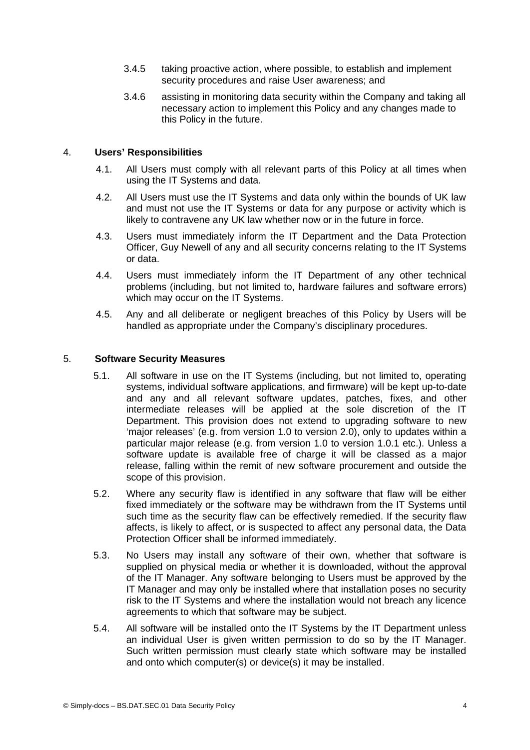3.4.5 taking proactive action, where possible, to establish and implement security procedures and raise User awareness; and

3.4.6 assisting in monitoring data security within the Company and taking all necessary action to implement this Policy and any changes made to this Policy in the future.

## 4. Users' Responsibilities

4.1. All Users must comply with all relevant parts of this Policy at all times when using the IT Systems and data.

4.2. All Users must use the IT Systems and data only within the bounds of UK law and must not use the IT Systems or data for any purpose or activity which is likely to contravene any UK law whether now or in the future in force.

4.3. Users must immediately inform the IT Department and the Data Protection Officer, Guy Newell of any and all security concerns relating to the IT Systems or data.

4.4. Users must immediately inform the IT Department of any other technical problems (including, but not limited to, hardware failures and software errors) which may occur on the IT Systems.

4.5. Any and all deliberate or negligent breaches of this Policy by Users will be handled as appropriate under the Company's disciplinary procedures.

## 5. Software Security Measures

5.1. All software in use on the IT Systems (including, but not limited to, operating systems, individual software applications, and firmware) will be kept up-to-date and any and all relevant software updates, patches, fixes, and other intermediate releases will be applied at the sole discretion of the IT Department. This provision does not extend to upgrading software to new 'major releases' (e.g. from version 1.0 to version 2.0), only to updates within a particular major release (e.g. from version 1.0 to version 1.0.1 etc.). Unless a software update is available free of charge it will be classed as a major release, falling within the remit of new software procurement and outside the scope of this provision.

5.2. Where any security flaw is identified in any software that flaw will be either fixed immediately or the software may be withdrawn from the IT Systems until such time as the security flaw can be effectively remedied. If the security flaw affects, is likely to affect, or is suspected to affect any personal data, the Data Protection Officer shall be informed immediately.

5.3. No Users may install any software of their own, whether that software is supplied on physical media or whether it is downloaded, without the approval of the IT Manager. Any software belonging to Users must be approved by the IT Manager and may only be installed where that installation poses no security risk to the IT Systems and where the installation would not breach any licence agreements to which that software may be subject.

5.4. All software will be installed onto the IT Systems by the IT Department unless an individual User is given written permission to do so by the IT Manager. Such written permission must clearly state which software may be installed and onto which computer(s) or device(s) it may be installed.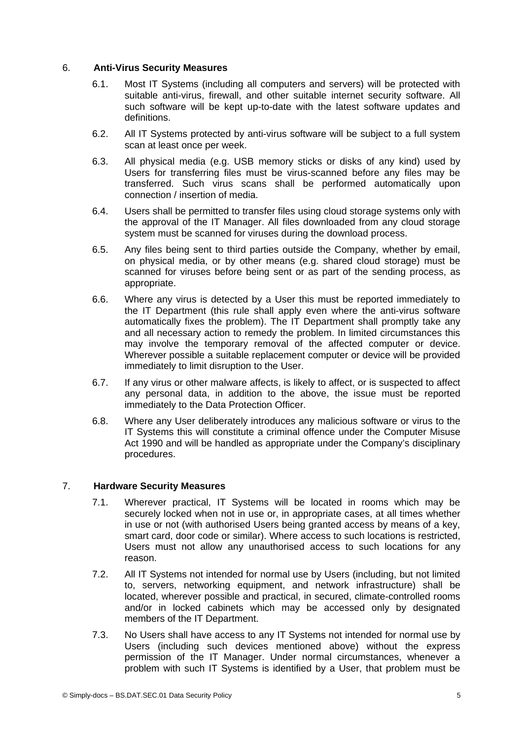## 6. Anti-Virus Security Measures

6.1. Most IT Systems (including all computers and servers) will be protected with suitable anti-virus, firewall, and other suitable internet security software. All such software will be kept up-to-date with the latest software updates and definitions.

6.2. All IT Systems protected by anti-virus software will be subject to a full system scan at least once per week.

6.3. All physical media (e.g. USB memory sticks or disks of any kind) used by Users for transferring files must be virus-scanned before any files may be transferred. Such virus scans shall be performed automatically upon connection / insertion of media.

6.4. Users shall be permitted to transfer files using cloud storage systems only with the approval of the IT Manager. All files downloaded from any cloud storage system must be scanned for viruses during the download process.

6.5. Any files being sent to third parties outside the Company, whether by email, on physical media, or by other means (e.g. shared cloud storage) must be scanned for viruses before being sent or as part of the sending process, as appropriate.

6.6. Where any virus is detected by a User this must be reported immediately to the IT Department (this rule shall apply even where the anti-virus software automatically fixes the problem). The IT Department shall promptly take any and all necessary action to remedy the problem. In limited circumstances this may involve the temporary removal of the affected computer or device. Wherever possible a suitable replacement computer or device will be provided immediately to limit disruption to the User.

6.7. If any virus or other malware affects, is likely to affect, or is suspected to affect any personal data, in addition to the above, the issue must be reported immediately to the Data Protection Officer.

6.8. Where any User deliberately introduces any malicious software or virus to the IT Systems this will constitute a criminal offence under the Computer Misuse Act 1990 and will be handled as appropriate under the Company's disciplinary procedures.

## 7. Hardware Security Measures

7.1. Wherever practical, IT Systems will be located in rooms which may be securely locked when not in use or, in appropriate cases, at all times whether in use or not (with authorised Users being granted access by means of a key, smart card, door code or similar). Where access to such locations is restricted, Users must not allow any unauthorised access to such locations for any reason.

7.2. All IT Systems not intended for normal use by Users (including, but not limited to, servers, networking equipment, and network infrastructure) shall be located, wherever possible and practical, in secured, climate-controlled rooms and/or in locked cabinets which may be accessed only by designated members of the IT Department.

7.3. No Users shall have access to any IT Systems not intended for normal use by Users (including such devices mentioned above) without the express permission of the IT Manager. Under normal circumstances, whenever a problem with such IT Systems is identified by a User, that problem must be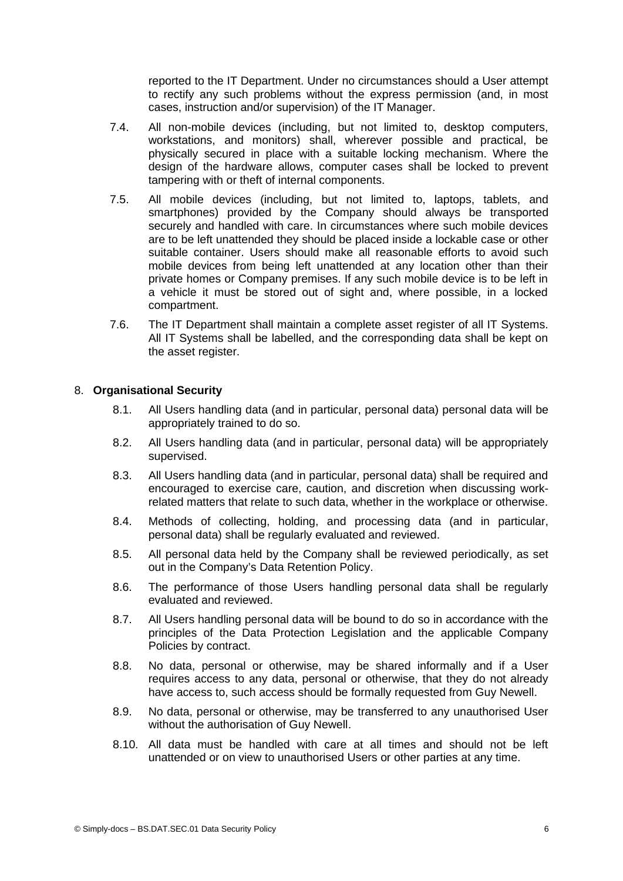reported to the IT Department. Under no circumstances should a User attempt to rectify any such problems without the express permission (and, in most cases, instruction and/or supervision) of the IT Manager.

7.4. All non-mobile devices (including, but not limited to, desktop computers, workstations, and monitors) shall, wherever possible and practical, be physically secured in place with a suitable locking mechanism. Where the design of the hardware allows, computer cases shall be locked to prevent tampering with or theft of internal components.

7.5. All mobile devices (including, but not limited to, laptops, tablets, and smartphones) provided by the Company should always be transported securely and handled with care. In circumstances where such mobile devices are to be left unattended they should be placed inside a lockable case or other suitable container. Users should make all reasonable efforts to avoid such mobile devices from being left unattended at any location other than their private homes or Company premises. If any such mobile device is to be left in a vehicle it must be stored out of sight and, where possible, in a locked compartment.

7.6. The IT Department shall maintain a complete asset register of all IT Systems. All IT Systems shall be labelled, and the corresponding data shall be kept on the asset register.

## 8. **Organisational Security**

8.1. All Users handling data (and in particular, personal data) personal data will be appropriately trained to do so.

8.2. All Users handling data (and in particular, personal data) will be appropriately supervised.

8.3. All Users handling data (and in particular, personal data) shall be required and encouraged to exercise care, caution, and discretion when discussing work-related matters that relate to such data, whether in the workplace or otherwise.

8.4. Methods of collecting, holding, and processing data (and in particular, personal data) shall be regularly evaluated and reviewed.

8.5. All personal data held by the Company shall be reviewed periodically, as set out in the Company's Data Retention Policy.

8.6. The performance of those Users handling personal data shall be regularly evaluated and reviewed.

8.7. All Users handling personal data will be bound to do so in accordance with the principles of the Data Protection Legislation and the applicable Company Policies by contract.

8.8. No data, personal or otherwise, may be shared informally and if a User requires access to any data, personal or otherwise, that they do not already have access to, such access should be formally requested from Guy Newell.

8.9. No data, personal or otherwise, may be transferred to any unauthorised User without the authorisation of Guy Newell.

8.10. All data must be handled with care at all times and should not be left unattended or on view to unauthorised Users or other parties at any time.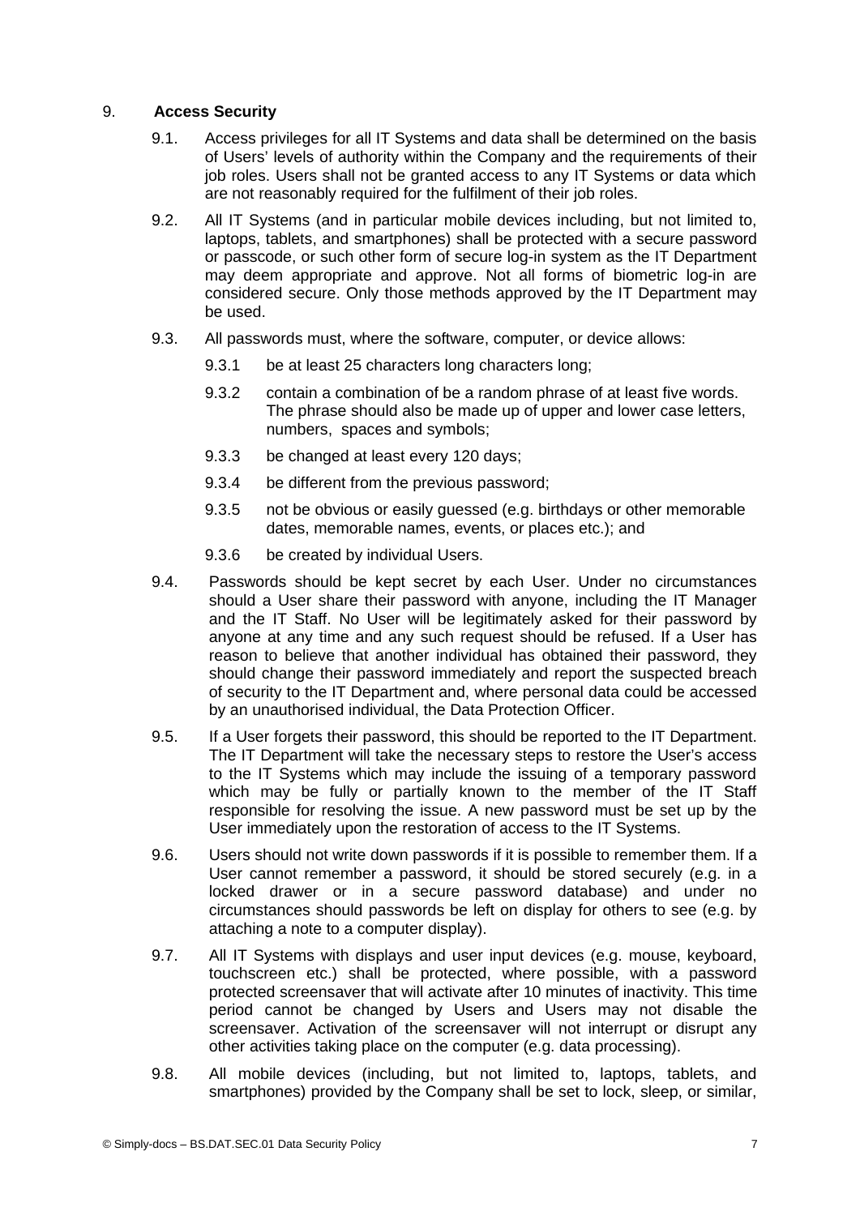## 9. Access Security

9.1. Access privileges for all IT Systems and data shall be determined on the basis of Users' levels of authority within the Company and the requirements of their job roles. Users shall not be granted access to any IT Systems or data which are not reasonably required for the fulfilment of their job roles.

9.2. All IT Systems (and in particular mobile devices including, but not limited to, laptops, tablets, and smartphones) shall be protected with a secure password or passcode, or such other form of secure log-in system as the IT Department may deem appropriate and approve. Not all forms of biometric log-in are considered secure. Only those methods approved by the IT Department may be used.

9.3. All passwords must, where the software, computer, or device allows:

9.3.1 be at least 25 characters long characters long;

9.3.2 contain a combination of be a random phrase of at least five words. The phrase should also be made up of upper and lower case letters, numbers, spaces and symbols;

9.3.3 be changed at least every 120 days;

9.3.4 be different from the previous password;

9.3.5 not be obvious or easily guessed (e.g. birthdays or other memorable dates, memorable names, events, or places etc.); and

9.3.6 be created by individual Users.

9.4. Passwords should be kept secret by each User. Under no circumstances should a User share their password with anyone, including the IT Manager and the IT Staff. No User will be legitimately asked for their password by anyone at any time and any such request should be refused. If a User has reason to believe that another individual has obtained their password, they should change their password immediately and report the suspected breach of security to the IT Department and, where personal data could be accessed by an unauthorised individual, the Data Protection Officer.

9.5. If a User forgets their password, this should be reported to the IT Department. The IT Department will take the necessary steps to restore the User's access to the IT Systems which may include the issuing of a temporary password which may be fully or partially known to the member of the IT Staff responsible for resolving the issue. A new password must be set up by the User immediately upon the restoration of access to the IT Systems.

9.6. Users should not write down passwords if it is possible to remember them. If a User cannot remember a password, it should be stored securely (e.g. in a locked drawer or in a secure password database) and under no circumstances should passwords be left on display for others to see (e.g. by attaching a note to a computer display).

9.7. All IT Systems with displays and user input devices (e.g. mouse, keyboard, touchscreen etc.) shall be protected, where possible, with a password protected screensaver that will activate after 10 minutes of inactivity. This time period cannot be changed by Users and Users may not disable the screensaver. Activation of the screensaver will not interrupt or disrupt any other activities taking place on the computer (e.g. data processing).

9.8. All mobile devices (including, but not limited to, laptops, tablets, and smartphones) provided by the Company shall be set to lock, sleep, or similar,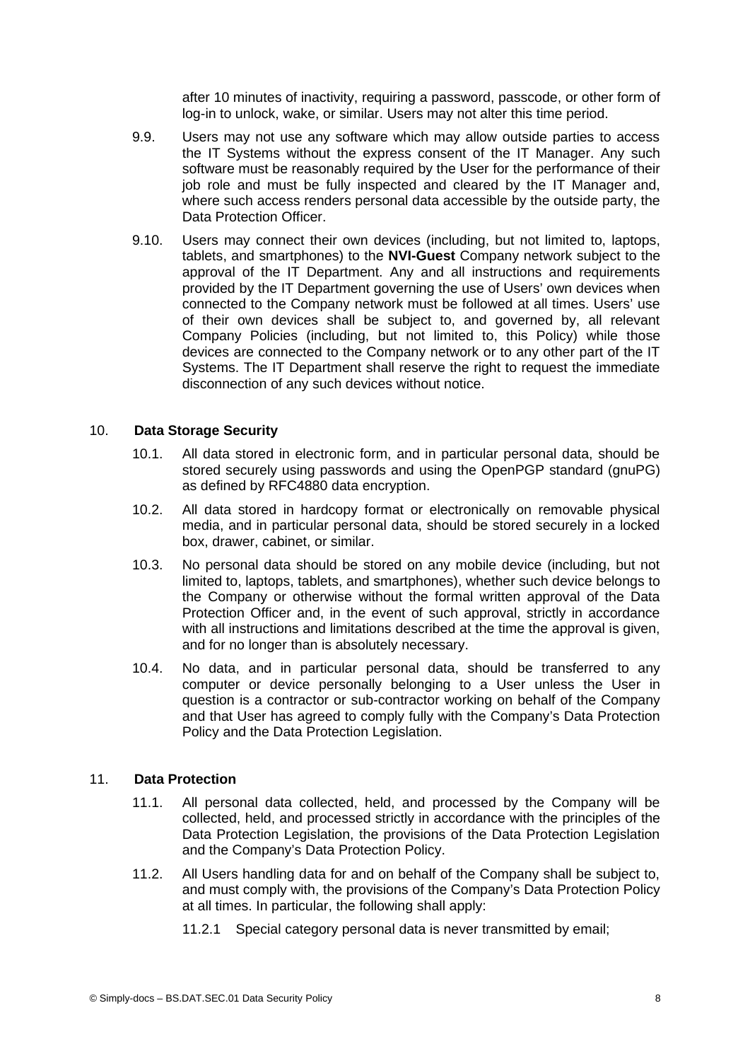after 10 minutes of inactivity, requiring a password, passcode, or other form of log-in to unlock, wake, or similar. Users may not alter this time period.

9.9. Users may not use any software which may allow outside parties to access the IT Systems without the express consent of the IT Manager. Any such software must be reasonably required by the User for the performance of their job role and must be fully inspected and cleared by the IT Manager and, where such access renders personal data accessible by the outside party, the Data Protection Officer.

9.10. Users may connect their own devices (including, but not limited to, laptops, tablets, and smartphones) to the **NVI-Guest** Company network subject to the approval of the IT Department. Any and all instructions and requirements provided by the IT Department governing the use of Users' own devices when connected to the Company network must be followed at all times. Users' use of their own devices shall be subject to, and governed by, all relevant Company Policies (including, but not limited to, this Policy) while those devices are connected to the Company network or to any other part of the IT Systems. The IT Department shall reserve the right to request the immediate disconnection of any such devices without notice.

## 10. Data Storage Security

10.1. All data stored in electronic form, and in particular personal data, should be stored securely using passwords and using the OpenPGP standard (gnuPG) as defined by RFC4880 data encryption.

10.2. All data stored in hardcopy format or electronically on removable physical media, and in particular personal data, should be stored securely in a locked box, drawer, cabinet, or similar.

10.3. No personal data should be stored on any mobile device (including, but not limited to, laptops, tablets, and smartphones), whether such device belongs to the Company or otherwise without the formal written approval of the Data Protection Officer and, in the event of such approval, strictly in accordance with all instructions and limitations described at the time the approval is given, and for no longer than is absolutely necessary.

10.4. No data, and in particular personal data, should be transferred to any computer or device personally belonging to a User unless the User in question is a contractor or sub-contractor working on behalf of the Company and that User has agreed to comply fully with the Company's Data Protection Policy and the Data Protection Legislation.

## 11. Data Protection

11.1. All personal data collected, held, and processed by the Company will be collected, held, and processed strictly in accordance with the principles of the Data Protection Legislation, the provisions of the Data Protection Legislation and the Company's Data Protection Policy.

11.2. All Users handling data for and on behalf of the Company shall be subject to, and must comply with, the provisions of the Company's Data Protection Policy at all times. In particular, the following shall apply:

11.2.1 Special category personal data is never transmitted by email;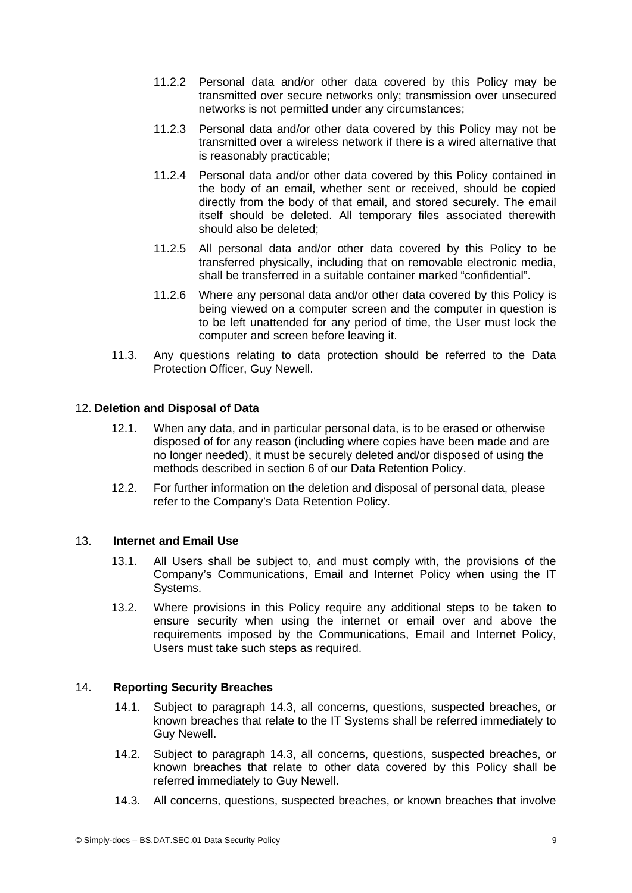11.2.2 Personal data and/or other data covered by this Policy may be transmitted over secure networks only; transmission over unsecured networks is not permitted under any circumstances;

11.2.3 Personal data and/or other data covered by this Policy may not be transmitted over a wireless network if there is a wired alternative that is reasonably practicable;

11.2.4 Personal data and/or other data covered by this Policy contained in the body of an email, whether sent or received, should be copied directly from the body of that email, and stored securely. The email itself should be deleted. All temporary files associated therewith should also be deleted;

11.2.5 All personal data and/or other data covered by this Policy to be transferred physically, including that on removable electronic media, shall be transferred in a suitable container marked "confidential".

11.2.6 Where any personal data and/or other data covered by this Policy is being viewed on a computer screen and the computer in question is to be left unattended for any period of time, the User must lock the computer and screen before leaving it.

11.3. Any questions relating to data protection should be referred to the Data Protection Officer, Guy Newell.

## 12. Deletion and Disposal of Data

12.1. When any data, and in particular personal data, is to be erased or otherwise disposed of for any reason (including where copies have been made and are no longer needed), it must be securely deleted and/or disposed of using the methods described in section 6 of our Data Retention Policy.

12.2. For further information on the deletion and disposal of personal data, please refer to the Company's Data Retention Policy.

## 13. Internet and Email Use

13.1. All Users shall be subject to, and must comply with, the provisions of the Company's Communications, Email and Internet Policy when using the IT Systems.

13.2. Where provisions in this Policy require any additional steps to be taken to ensure security when using the internet or email over and above the requirements imposed by the Communications, Email and Internet Policy, Users must take such steps as required.

## 14. Reporting Security Breaches

14.1. Subject to paragraph 14.3, all concerns, questions, suspected breaches, or known breaches that relate to the IT Systems shall be referred immediately to Guy Newell.

14.2. Subject to paragraph 14.3, all concerns, questions, suspected breaches, or known breaches that relate to other data covered by this Policy shall be referred immediately to Guy Newell.

14.3. All concerns, questions, suspected breaches, or known breaches that involve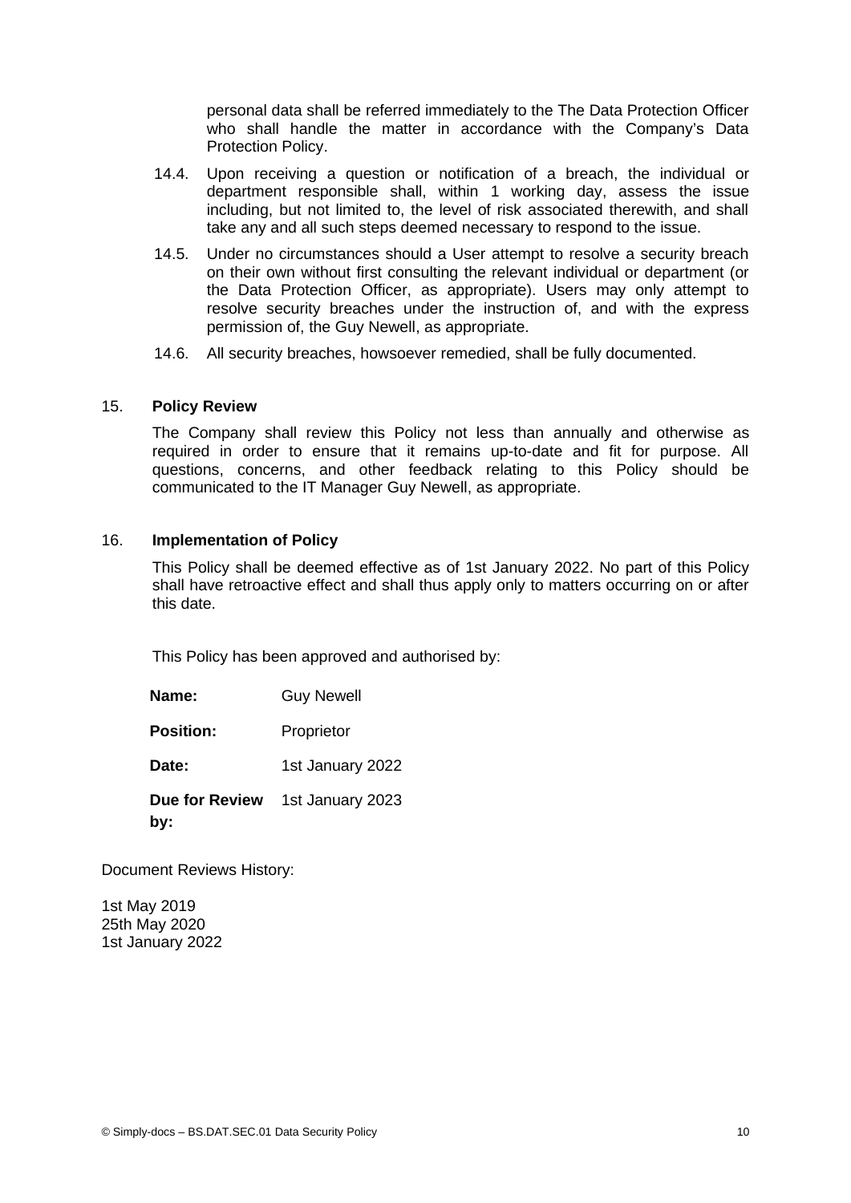personal data shall be referred immediately to the The Data Protection Officer who shall handle the matter in accordance with the Company's Data Protection Policy.

14.4. Upon receiving a question or notification of a breach, the individual or department responsible shall, within 1 working day, assess the issue including, but not limited to, the level of risk associated therewith, and shall take any and all such steps deemed necessary to respond to the issue.

14.5. Under no circumstances should a User attempt to resolve a security breach on their own without first consulting the relevant individual or department (or the Data Protection Officer, as appropriate). Users may only attempt to resolve security breaches under the instruction of, and with the express permission of, the Guy Newell, as appropriate.

14.6. All security breaches, howsoever remedied, shall be fully documented.

## 15. **Policy Review**

The Company shall review this Policy not less than annually and otherwise as required in order to ensure that it remains up-to-date and fit for purpose. All questions, concerns, and other feedback relating to this Policy should be communicated to the IT Manager Guy Newell, as appropriate.

## 16. **Implementation of Policy**

This Policy shall be deemed effective as of 1st January 2022. No part of this Policy shall have retroactive effect and shall thus apply only to matters occurring on or after this date.

This Policy has been approved and authorised by:

| | |
|---|---|
| **Name:** | Guy Newell |
| **Position:** | Proprietor |
| **Date:** | 1st January 2022 |
| **Due for Review by:** | 1st January 2023 |

Document Reviews History:

1st May 2019
25th May 2020
1st January 2022